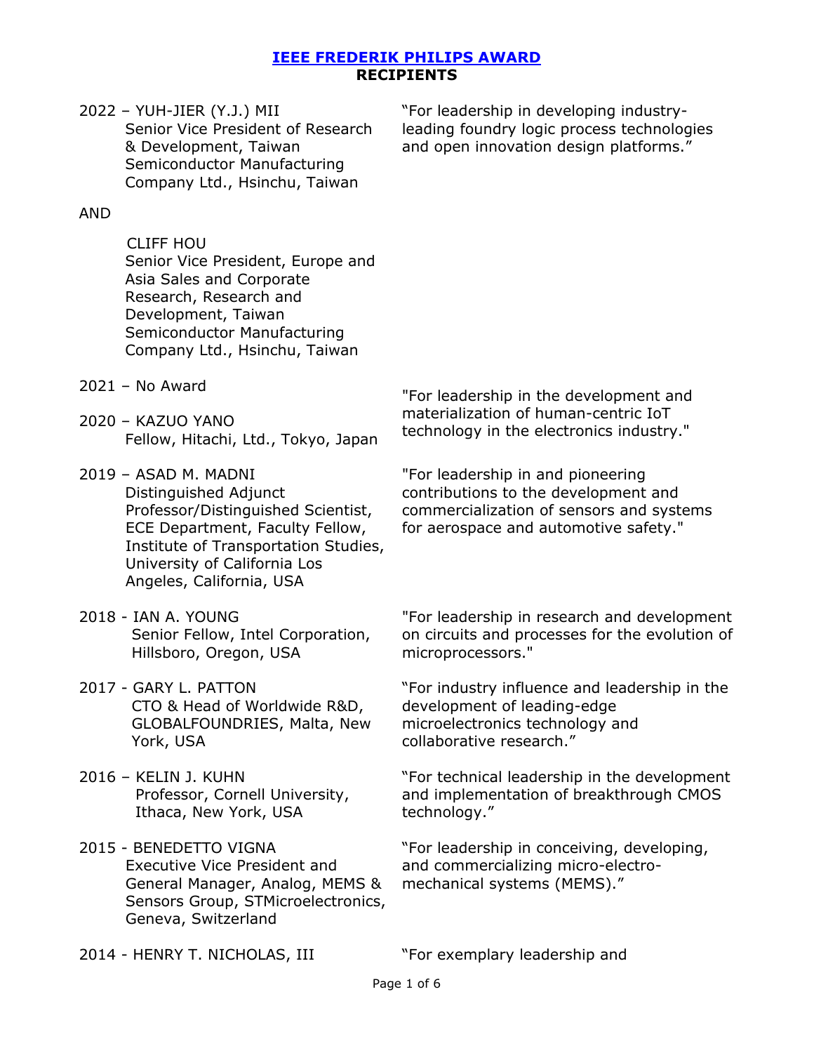# [IEEE FREDERIK PHILIPS AWARD](#)
## RECIPIENTS

2022 – YUH-JIER (Y.J.) MII
Senior Vice President of Research & Development, Taiwan Semiconductor Manufacturing Company Ltd., Hsinchu, Taiwan

AND

CLIFF HOU
Senior Vice President, Europe and Asia Sales and Corporate Research, Research and Development, Taiwan Semiconductor Manufacturing Company Ltd., Hsinchu, Taiwan

"For leadership in developing industry-leading foundry logic process technologies and open innovation design platforms."

2021 – No Award

2020 – KAZUO YANO
Fellow, Hitachi, Ltd., Tokyo, Japan

"For leadership in the development and materialization of human-centric IoT technology in the electronics industry."

2019 – ASAD M. MADNI
Distinguished Adjunct Professor/Distinguished Scientist, ECE Department, Faculty Fellow, Institute of Transportation Studies, University of California Los Angeles, California, USA

"For leadership in and pioneering contributions to the development and commercialization of sensors and systems for aerospace and automotive safety."

2018 - IAN A. YOUNG
Senior Fellow, Intel Corporation, Hillsboro, Oregon, USA

"For leadership in research and development on circuits and processes for the evolution of microprocessors."

2017 - GARY L. PATTON
CTO & Head of Worldwide R&D, GLOBALFOUNDRIES, Malta, New York, USA

"For industry influence and leadership in the development of leading-edge microelectronics technology and collaborative research."

2016 – KELIN J. KUHN
Professor, Cornell University, Ithaca, New York, USA

"For technical leadership in the development and implementation of breakthrough CMOS technology."

2015 - BENEDETTO VIGNA
Executive Vice President and General Manager, Analog, MEMS & Sensors Group, STMicroelectronics, Geneva, Switzerland

"For leadership in conceiving, developing, and commercializing micro-electro-mechanical systems (MEMS)."

2014 - HENRY T. NICHOLAS, III

"For exemplary leadership and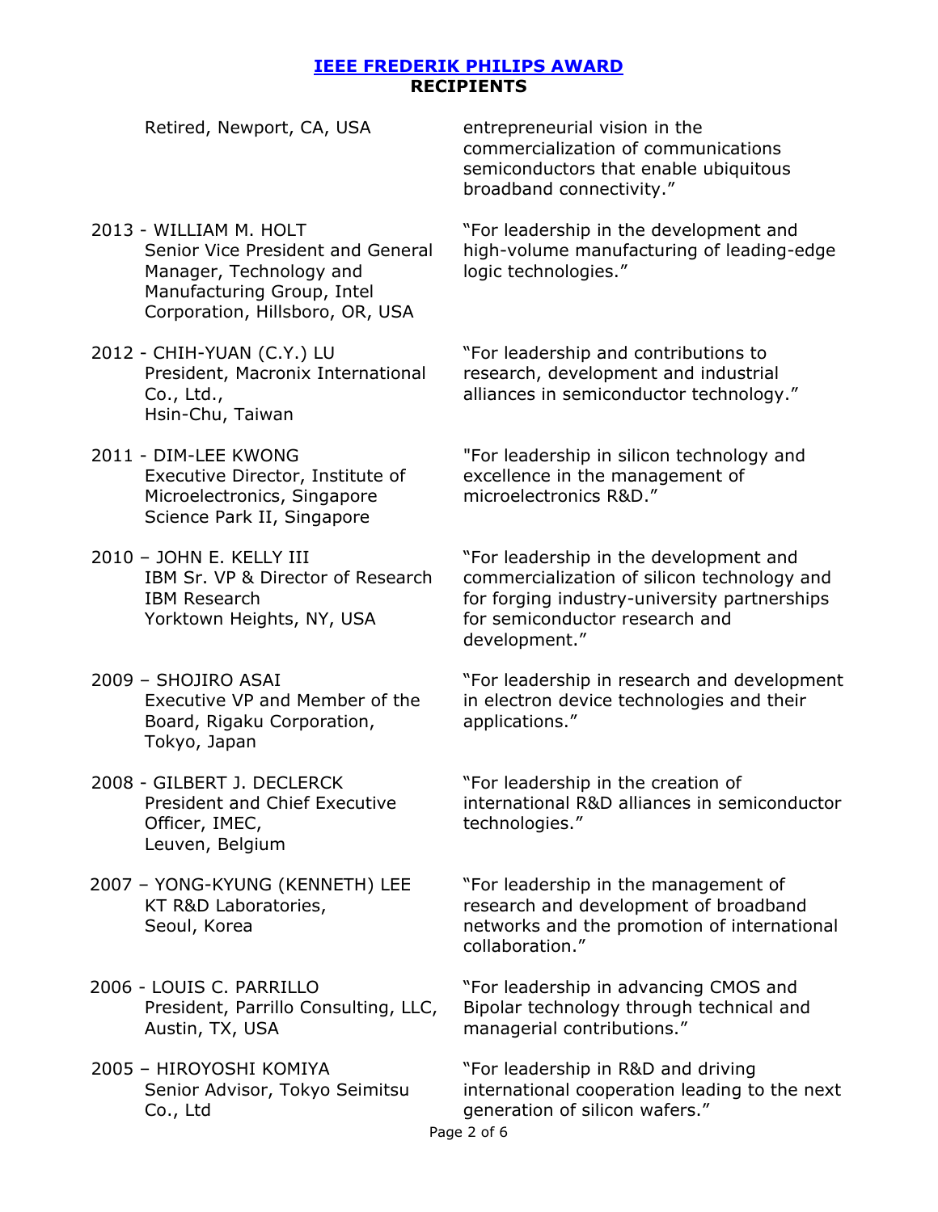# IEEE FREDERIK PHILIPS AWARD
## RECIPIENTS

Retired, Newport, CA, USA — entrepreneurial vision in the commercialization of communications semiconductors that enable ubiquitous broadband connectivity."

2013 - WILLIAM M. HOLT
Senior Vice President and General Manager, Technology and Manufacturing Group, Intel Corporation, Hillsboro, OR, USA
"For leadership in the development and high-volume manufacturing of leading-edge logic technologies."

2012 - CHIH-YUAN (C.Y.) LU
President, Macronix International Co., Ltd., Hsin-Chu, Taiwan
"For leadership and contributions to research, development and industrial alliances in semiconductor technology."

2011 - DIM-LEE KWONG
Executive Director, Institute of Microelectronics, Singapore Science Park II, Singapore
"For leadership in silicon technology and excellence in the management of microelectronics R&D."

2010 – JOHN E. KELLY III
IBM Sr. VP & Director of Research IBM Research Yorktown Heights, NY, USA
"For leadership in the development and commercialization of silicon technology and for forging industry-university partnerships for semiconductor research and development."

2009 – SHOJIRO ASAI
Executive VP and Member of the Board, Rigaku Corporation, Tokyo, Japan
"For leadership in research and development in electron device technologies and their applications."

2008 - GILBERT J. DECLERCK
President and Chief Executive Officer, IMEC, Leuven, Belgium
"For leadership in the creation of international R&D alliances in semiconductor technologies."

2007 – YONG-KYUNG (KENNETH) LEE
KT R&D Laboratories, Seoul, Korea
"For leadership in the management of research and development of broadband networks and the promotion of international collaboration."

2006 - LOUIS C. PARRILLO
President, Parrillo Consulting, LLC, Austin, TX, USA
"For leadership in advancing CMOS and Bipolar technology through technical and managerial contributions."

2005 – HIROYOSHI KOMIYA
Senior Advisor, Tokyo Seimitsu Co., Ltd
"For leadership in R&D and driving international cooperation leading to the next generation of silicon wafers."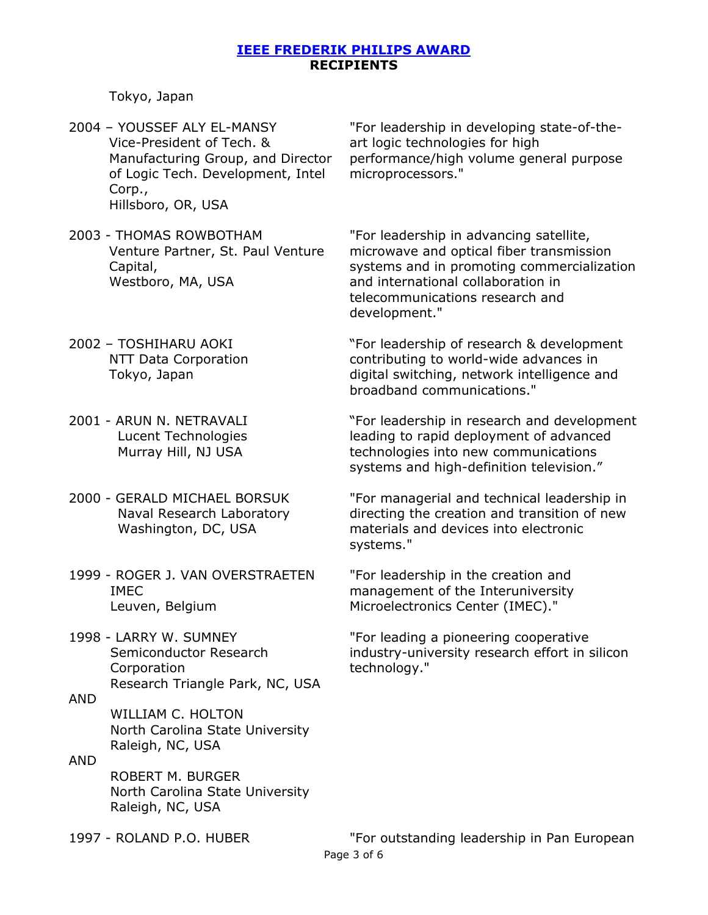## IEEE FREDERIK PHILIPS AWARD
**RECIPIENTS**

Tokyo, Japan

| Recipient | Citation |
|---|---|
| 2004 – YOUSSEF ALY EL-MANSY<br>Vice-President of Tech. & Manufacturing Group, and Director of Logic Tech. Development, Intel Corp.,<br>Hillsboro, OR, USA | "For leadership in developing state-of-the-art logic technologies for high performance/high volume general purpose microprocessors." |
| 2003 - THOMAS ROWBOTHAM<br>Venture Partner, St. Paul Venture Capital,<br>Westboro, MA, USA | "For leadership in advancing satellite, microwave and optical fiber transmission systems and in promoting commercialization and international collaboration in telecommunications research and development." |
| 2002 – TOSHIHARU AOKI<br>NTT Data Corporation<br>Tokyo, Japan | "For leadership of research & development contributing to world-wide advances in digital switching, network intelligence and broadband communications." |
| 2001 - ARUN N. NETRAVALI<br>Lucent Technologies<br>Murray Hill, NJ USA | "For leadership in research and development leading to rapid deployment of advanced technologies into new communications systems and high-definition television." |
| 2000 - GERALD MICHAEL BORSUK<br>Naval Research Laboratory<br>Washington, DC, USA | "For managerial and technical leadership in directing the creation and transition of new materials and devices into electronic systems." |
| 1999 - ROGER J. VAN OVERSTRAETEN<br>IMEC<br>Leuven, Belgium | "For leadership in the creation and management of the Interuniversity Microelectronics Center (IMEC)." |
| 1998 - LARRY W. SUMNEY<br>Semiconductor Research Corporation<br>Research Triangle Park, NC, USA<br>AND<br>WILLIAM C. HOLTON<br>North Carolina State University<br>Raleigh, NC, USA<br>AND<br>ROBERT M. BURGER<br>North Carolina State University<br>Raleigh, NC, USA | "For leading a pioneering cooperative industry-university research effort in silicon technology." |
| 1997 - ROLAND P.O. HUBER | "For outstanding leadership in Pan European |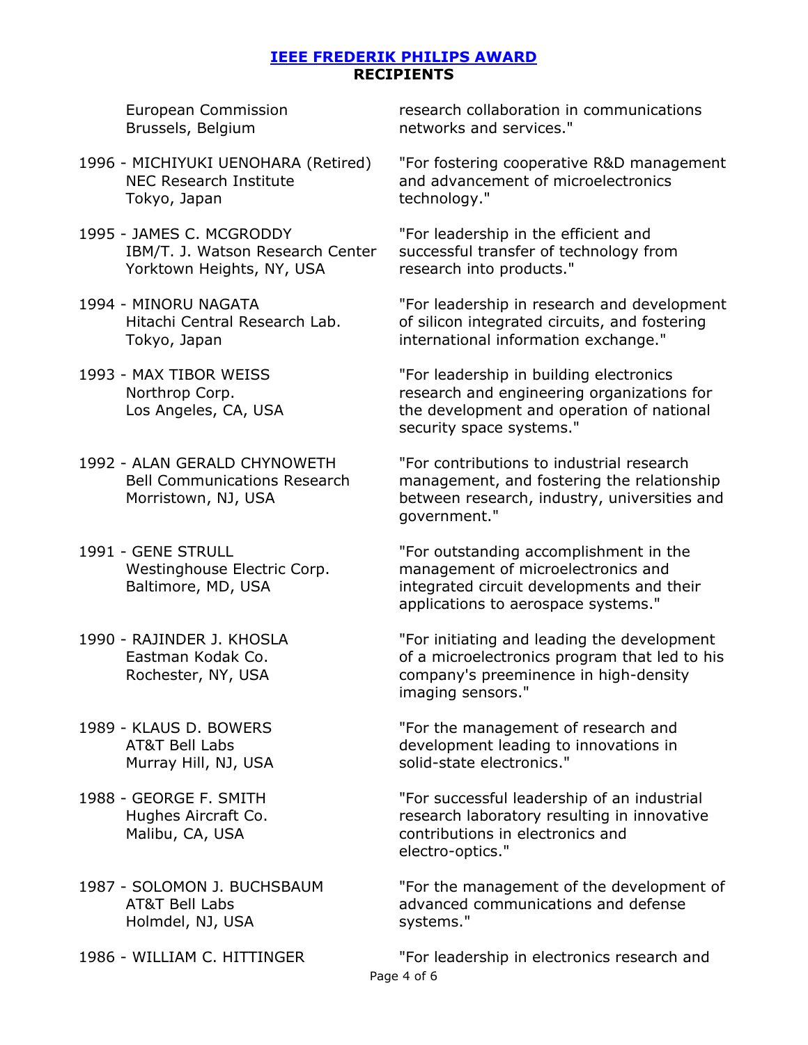## [IEEE FREDERIK PHILIPS AWARD](#)
**RECIPIENTS**

European Commission
Brussels, Belgium

research collaboration in communications networks and services."

1996 - MICHIYUKI UENOHARA (Retired)
NEC Research Institute
Tokyo, Japan

"For fostering cooperative R&D management and advancement of microelectronics technology."

1995 - JAMES C. MCGRODDY
IBM/T. J. Watson Research Center
Yorktown Heights, NY, USA

"For leadership in the efficient and successful transfer of technology from research into products."

1994 - MINORU NAGATA
Hitachi Central Research Lab.
Tokyo, Japan

"For leadership in research and development of silicon integrated circuits, and fostering international information exchange."

1993 - MAX TIBOR WEISS
Northrop Corp.
Los Angeles, CA, USA

"For leadership in building electronics research and engineering organizations for the development and operation of national security space systems."

1992 - ALAN GERALD CHYNOWETH
Bell Communications Research
Morristown, NJ, USA

"For contributions to industrial research management, and fostering the relationship between research, industry, universities and government."

1991 - GENE STRULL
Westinghouse Electric Corp.
Baltimore, MD, USA

"For outstanding accomplishment in the management of microelectronics and integrated circuit developments and their applications to aerospace systems."

1990 - RAJINDER J. KHOSLA
Eastman Kodak Co.
Rochester, NY, USA

"For initiating and leading the development of a microelectronics program that led to his company's preeminence in high-density imaging sensors."

1989 - KLAUS D. BOWERS
AT&T Bell Labs
Murray Hill, NJ, USA

"For the management of research and development leading to innovations in solid-state electronics."

1988 - GEORGE F. SMITH
Hughes Aircraft Co.
Malibu, CA, USA

"For successful leadership of an industrial research laboratory resulting in innovative contributions in electronics and electro-optics."

1987 - SOLOMON J. BUCHSBAUM
AT&T Bell Labs
Holmdel, NJ, USA

"For the management of the development of advanced communications and defense systems."

1986 - WILLIAM C. HITTINGER

"For leadership in electronics research and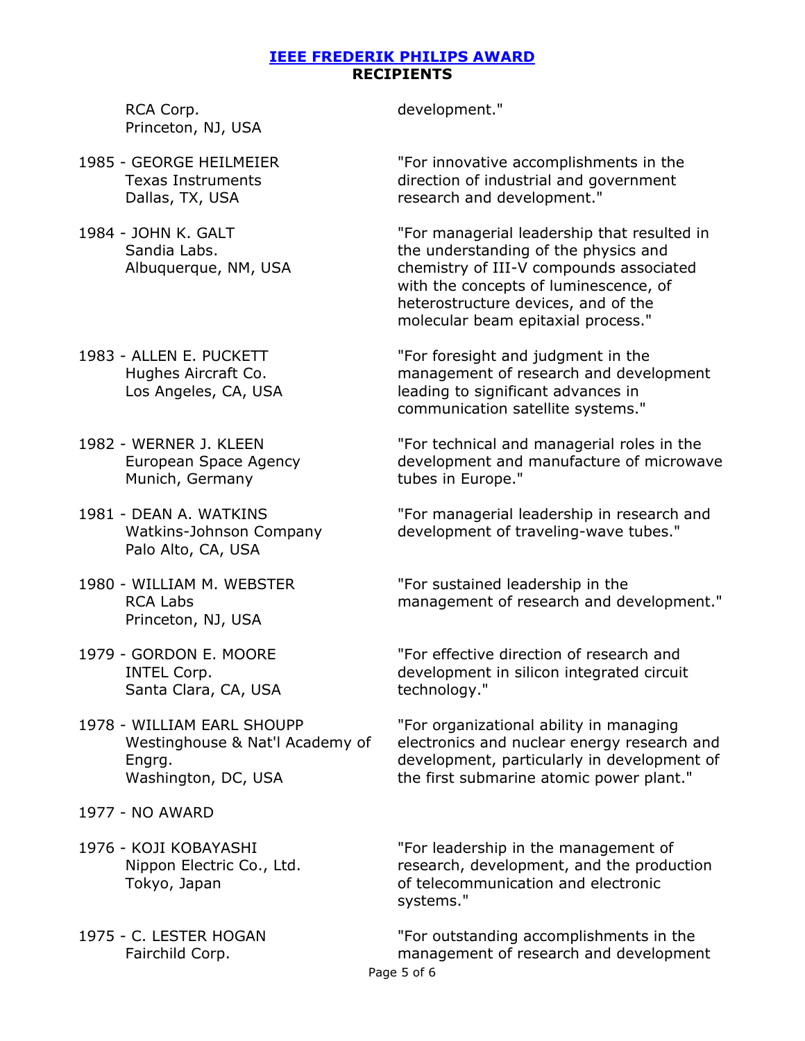RCA Corp.
Princeton, NJ, USA

development."

1985 - GEORGE HEILMEIER
Texas Instruments
Dallas, TX, USA

"For innovative accomplishments in the direction of industrial and government research and development."

1984 - JOHN K. GALT
Sandia Labs.
Albuquerque, NM, USA

"For managerial leadership that resulted in the understanding of the physics and chemistry of III-V compounds associated with the concepts of luminescence, of heterostructure devices, and of the molecular beam epitaxial process."

1983 - ALLEN E. PUCKETT
Hughes Aircraft Co.
Los Angeles, CA, USA

"For foresight and judgment in the management of research and development leading to significant advances in communication satellite systems."

1982 - WERNER J. KLEEN
European Space Agency
Munich, Germany

"For technical and managerial roles in the development and manufacture of microwave tubes in Europe."

1981 - DEAN A. WATKINS
Watkins-Johnson Company
Palo Alto, CA, USA

"For managerial leadership in research and development of traveling-wave tubes."

1980 - WILLIAM M. WEBSTER
RCA Labs
Princeton, NJ, USA

"For sustained leadership in the management of research and development."

1979 - GORDON E. MOORE
INTEL Corp.
Santa Clara, CA, USA

"For effective direction of research and development in silicon integrated circuit technology."

1978 - WILLIAM EARL SHOUPP
Westinghouse & Nat'l Academy of Engrg.
Washington, DC, USA

"For organizational ability in managing electronics and nuclear energy research and development, particularly in development of the first submarine atomic power plant."

1977 - NO AWARD

1976 - KOJI KOBAYASHI
Nippon Electric Co., Ltd.
Tokyo, Japan

"For leadership in the management of research, development, and the production of telecommunication and electronic systems."

1975 - C. LESTER HOGAN
Fairchild Corp.

"For outstanding accomplishments in the management of research and development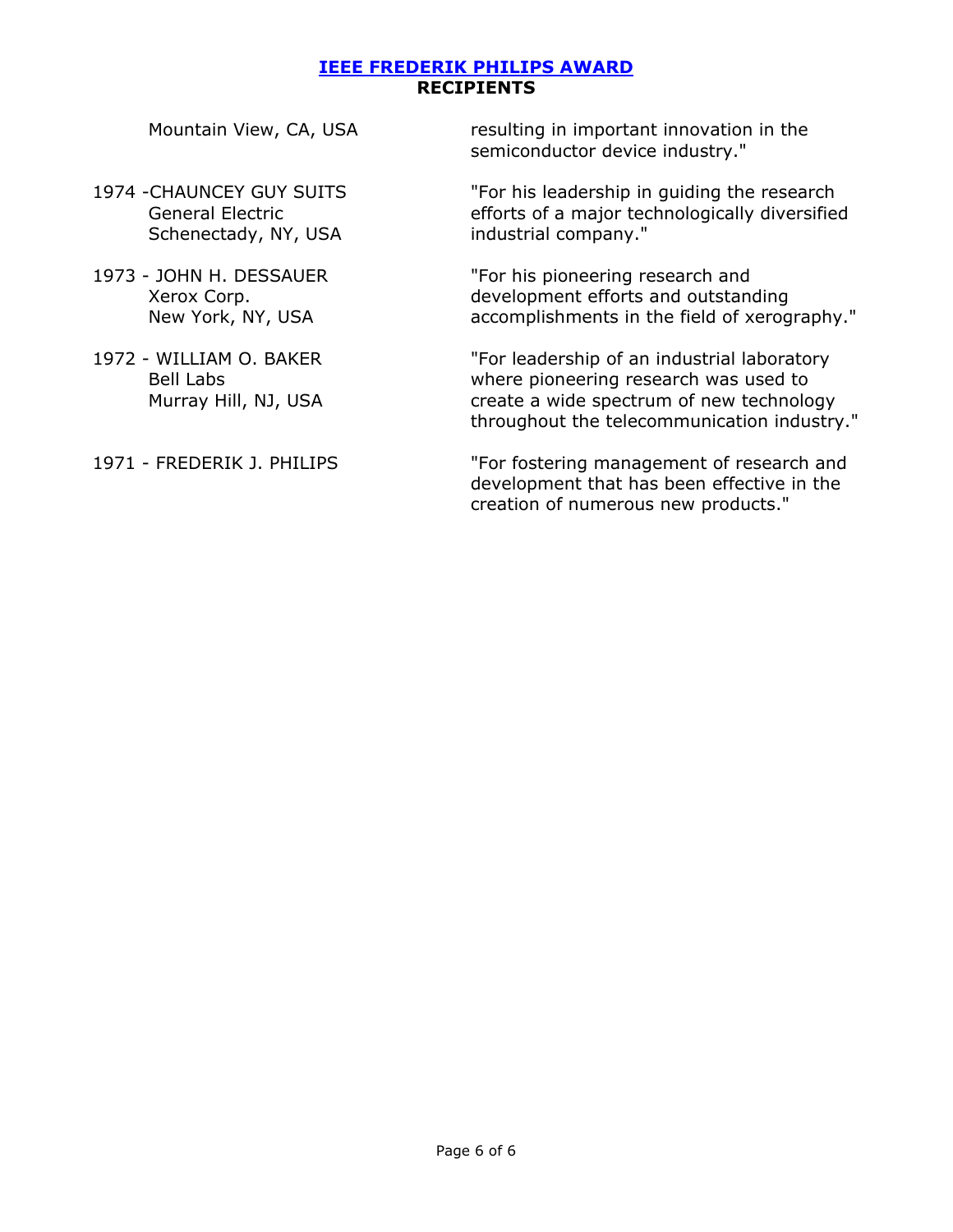# IEEE FREDERIK PHILIPS AWARD
## RECIPIENTS

| | |
|---|---|
| Mountain View, CA, USA | resulting in important innovation in the semiconductor device industry." |
| 1974 -CHAUNCEY GUY SUITS<br>General Electric<br>Schenectady, NY, USA | "For his leadership in guiding the research efforts of a major technologically diversified industrial company." |
| 1973 - JOHN H. DESSAUER<br>Xerox Corp.<br>New York, NY, USA | "For his pioneering research and development efforts and outstanding accomplishments in the field of xerography." |
| 1972 - WILLIAM O. BAKER<br>Bell Labs<br>Murray Hill, NJ, USA | "For leadership of an industrial laboratory where pioneering research was used to create a wide spectrum of new technology throughout the telecommunication industry." |
| 1971 - FREDERIK J. PHILIPS | "For fostering management of research and development that has been effective in the creation of numerous new products." |